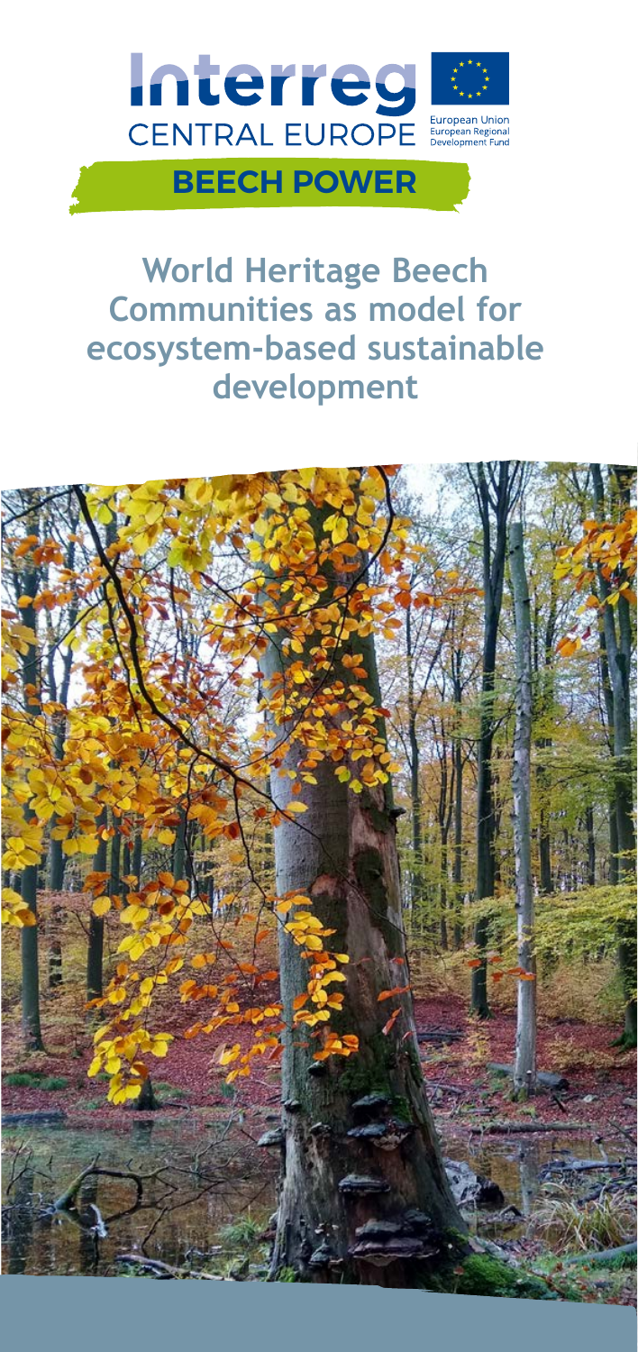Interreg
CENTRAL EUROPE

European Union
European Regional Development Fund

**BEECH POWER**

# World Heritage Beech Communities as model for ecosystem-based sustainable development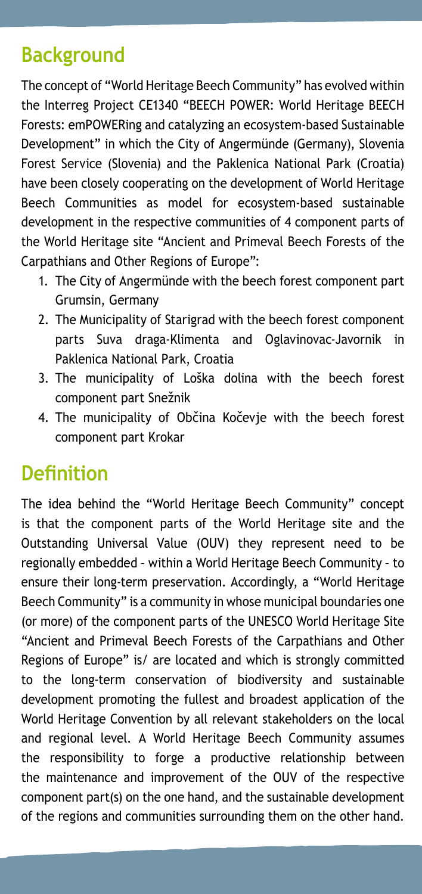## Background

The concept of "World Heritage Beech Community" has evolved within the Interreg Project CE1340 "BEECH POWER: World Heritage BEECH Forests: emPOWERing and catalyzing an ecosystem-based Sustainable Development" in which the City of Angermünde (Germany), Slovenia Forest Service (Slovenia) and the Paklenica National Park (Croatia) have been closely cooperating on the development of World Heritage Beech Communities as model for ecosystem-based sustainable development in the respective communities of 4 component parts of the World Heritage site "Ancient and Primeval Beech Forests of the Carpathians and Other Regions of Europe":

1. The City of Angermünde with the beech forest component part Grumsin, Germany
2. The Municipality of Starigrad with the beech forest component parts Suva draga-Klimenta and Oglavinovac-Javornik in Paklenica National Park, Croatia
3. The municipality of Loška dolina with the beech forest component part Snežnik
4. The municipality of Občina Kočevje with the beech forest component part Krokar

## Definition

The idea behind the "World Heritage Beech Community" concept is that the component parts of the World Heritage site and the Outstanding Universal Value (OUV) they represent need to be regionally embedded – within a World Heritage Beech Community – to ensure their long-term preservation. Accordingly, a "World Heritage Beech Community" is a community in whose municipal boundaries one (or more) of the component parts of the UNESCO World Heritage Site "Ancient and Primeval Beech Forests of the Carpathians and Other Regions of Europe" is/ are located and which is strongly committed to the long-term conservation of biodiversity and sustainable development promoting the fullest and broadest application of the World Heritage Convention by all relevant stakeholders on the local and regional level. A World Heritage Beech Community assumes the responsibility to forge a productive relationship between the maintenance and improvement of the OUV of the respective component part(s) on the one hand, and the sustainable development of the regions and communities surrounding them on the other hand.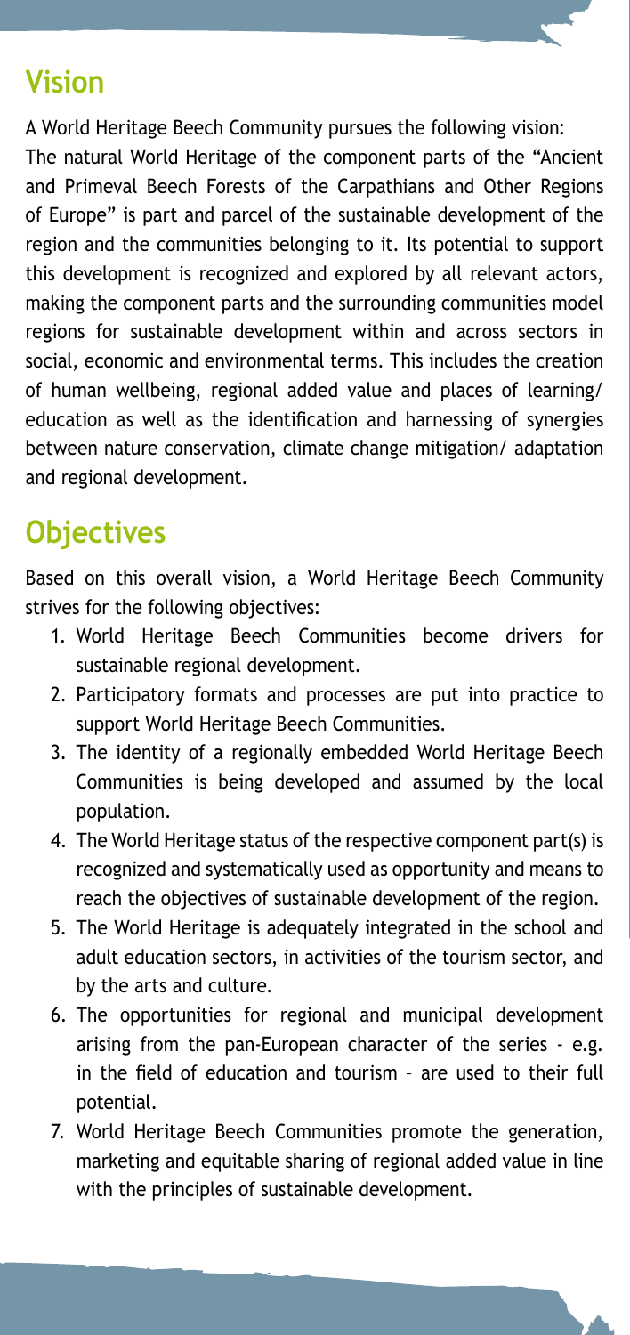## Vision

A World Heritage Beech Community pursues the following vision:
The natural World Heritage of the component parts of the "Ancient and Primeval Beech Forests of the Carpathians and Other Regions of Europe" is part and parcel of the sustainable development of the region and the communities belonging to it. Its potential to support this development is recognized and explored by all relevant actors, making the component parts and the surrounding communities model regions for sustainable development within and across sectors in social, economic and environmental terms. This includes the creation of human wellbeing, regional added value and places of learning/ education as well as the identification and harnessing of synergies between nature conservation, climate change mitigation/ adaptation and regional development.

## Objectives

Based on this overall vision, a World Heritage Beech Community strives for the following objectives:

1. World Heritage Beech Communities become drivers for sustainable regional development.
2. Participatory formats and processes are put into practice to support World Heritage Beech Communities.
3. The identity of a regionally embedded World Heritage Beech Communities is being developed and assumed by the local population.
4. The World Heritage status of the respective component part(s) is recognized and systematically used as opportunity and means to reach the objectives of sustainable development of the region.
5. The World Heritage is adequately integrated in the school and adult education sectors, in activities of the tourism sector, and by the arts and culture.
6. The opportunities for regional and municipal development arising from the pan-European character of the series - e.g. in the field of education and tourism – are used to their full potential.
7. World Heritage Beech Communities promote the generation, marketing and equitable sharing of regional added value in line with the principles of sustainable development.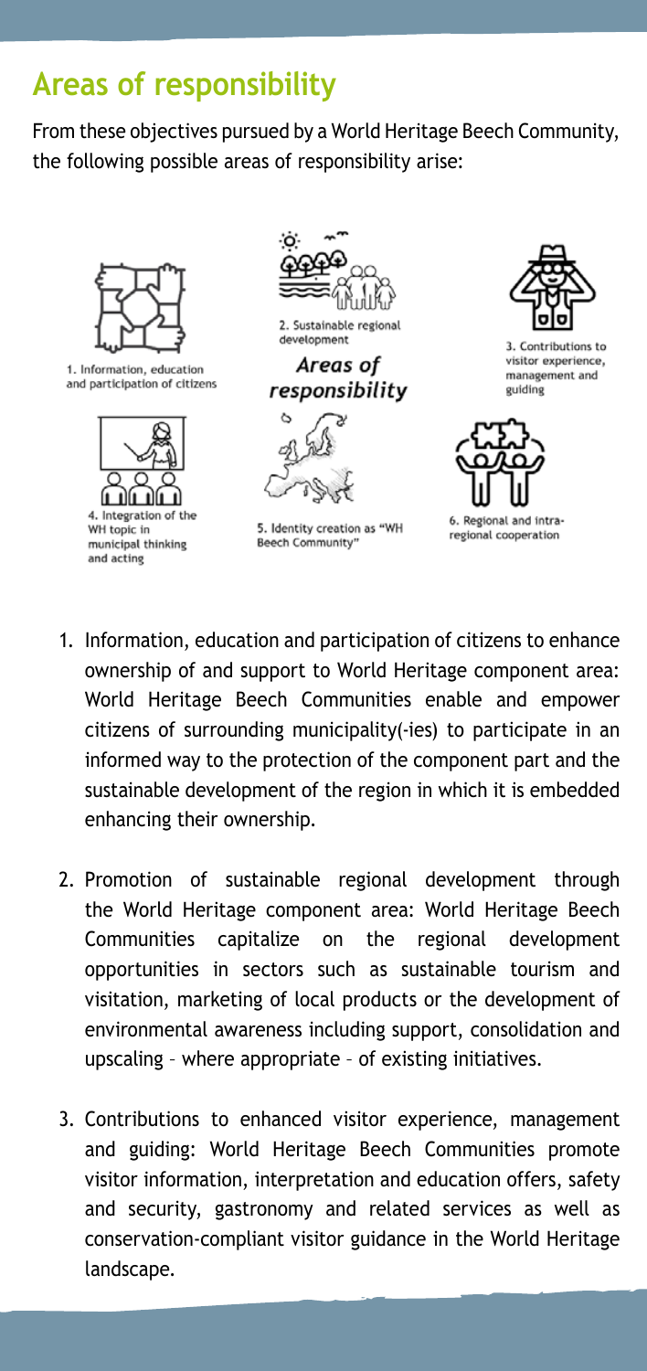## Areas of responsibility

From these objectives pursued by a World Heritage Beech Community, the following possible areas of responsibility arise:

1. Information, education and participation of citizens to enhance ownership of and support to World Heritage component area: World Heritage Beech Communities enable and empower citizens of surrounding municipality(-ies) to participate in an informed way to the protection of the component part and the sustainable development of the region in which it is embedded enhancing their ownership.

2. Promotion of sustainable regional development through the World Heritage component area: World Heritage Beech Communities capitalize on the regional development opportunities in sectors such as sustainable tourism and visitation, marketing of local products or the development of environmental awareness including support, consolidation and upscaling – where appropriate – of existing initiatives.

3. Contributions to enhanced visitor experience, management and guiding: World Heritage Beech Communities promote visitor information, interpretation and education offers, safety and security, gastronomy and related services as well as conservation-compliant visitor guidance in the World Heritage landscape.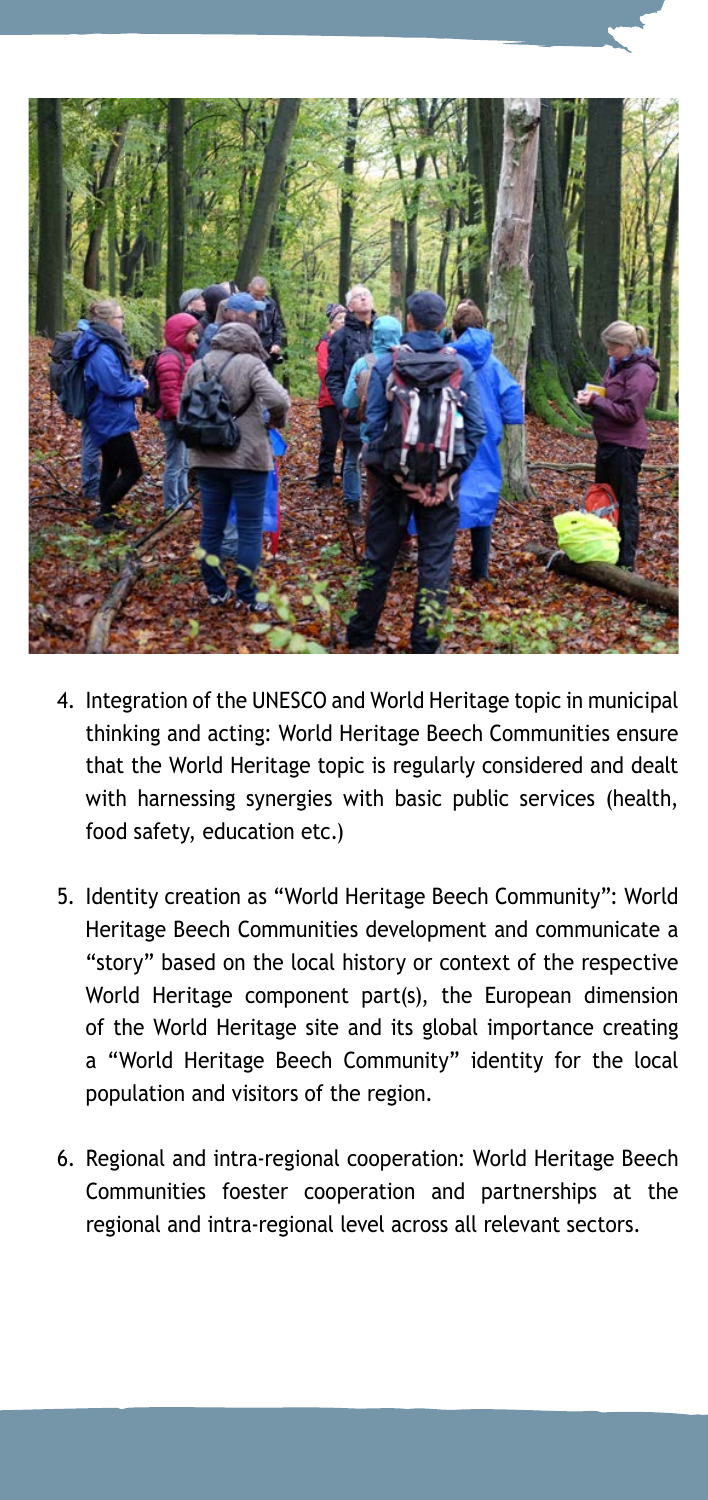4. Integration of the UNESCO and World Heritage topic in municipal thinking and acting: World Heritage Beech Communities ensure that the World Heritage topic is regularly considered and dealt with harnessing synergies with basic public services (health, food safety, education etc.)

5. Identity creation as "World Heritage Beech Community": World Heritage Beech Communities development and communicate a "story" based on the local history or context of the respective World Heritage component part(s), the European dimension of the World Heritage site and its global importance creating a "World Heritage Beech Community" identity for the local population and visitors of the region.

6. Regional and intra-regional cooperation: World Heritage Beech Communities foester cooperation and partnerships at the regional and intra-regional level across all relevant sectors.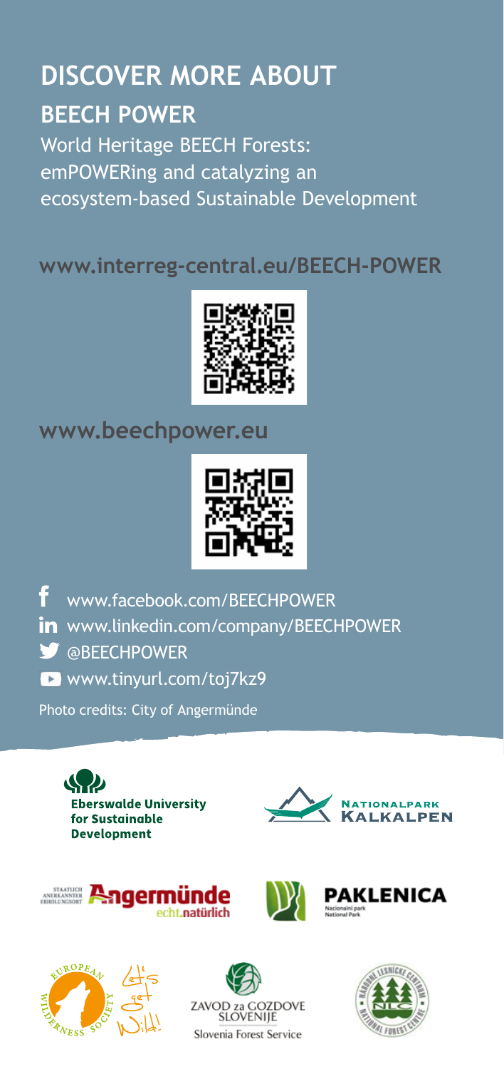# DISCOVER MORE ABOUT

## BEECH POWER

World Heritage BEECH Forests: emPOWERing and catalyzing an ecosystem-based Sustainable Development

**www.interreg-central.eu/BEECH-POWER**

**www.beechpower.eu**

- www.facebook.com/BEECHPOWER
- www.linkedin.com/company/BEECHPOWER
- @BEECHPOWER
- www.tinyurl.com/toj7kz9

Photo credits: City of Angermünde

Eberswalde University for Sustainable Development

Nationalpark Kalkalpen

Staatlich anerkannter Erholungsort Angermünde echt.natürlich

Paklenica Nacionalni park National Park

European Wilderness Society Let's get Wild!

Zavod za gozdove Slovenije Slovenia Forest Service

Národné lesnícke centrum National Forest Centre NLC